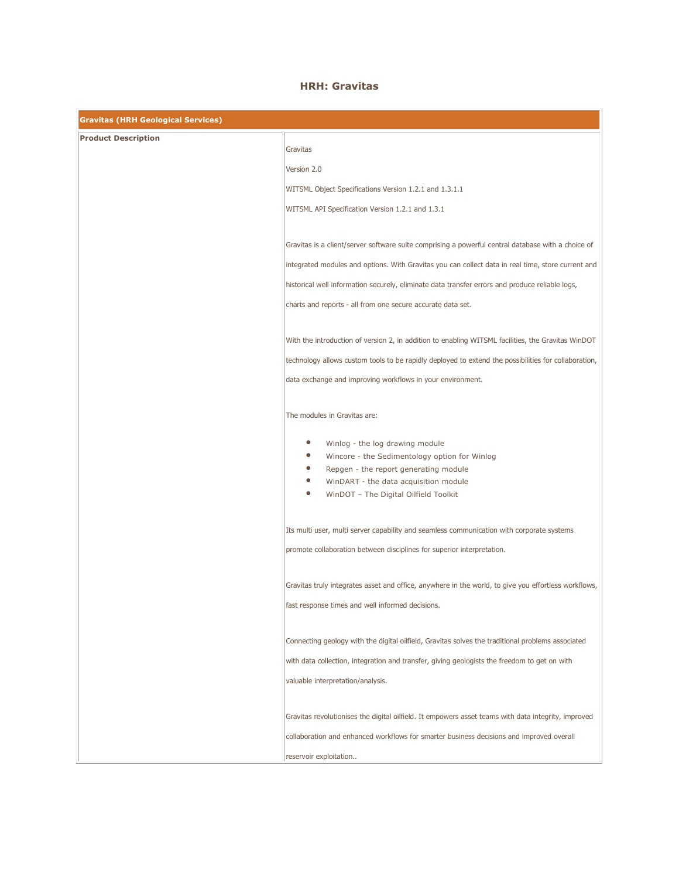# HRH: Gravitas

| Gravitas (HRH Geological Services) | |
|---|---|
| **Product Description** | Gravitas<br><br>Version 2.0<br><br>WITSML Object Specifications Version 1.2.1 and 1.3.1.1<br><br>WITSML API Specification Version 1.2.1 and 1.3.1<br><br>Gravitas is a client/server software suite comprising a powerful central database with a choice of integrated modules and options. With Gravitas you can collect data in real time, store current and historical well information securely, eliminate data transfer errors and produce reliable logs, charts and reports - all from one secure accurate data set.<br><br>With the introduction of version 2, in addition to enabling WITSML facilities, the Gravitas WinDOT technology allows custom tools to be rapidly deployed to extend the possibilities for collaboration, data exchange and improving workflows in your environment.<br><br>The modules in Gravitas are:<br><br>• Winlog - the log drawing module<br>• Wincore - the Sedimentology option for Winlog<br>• Repgen - the report generating module<br>• WinDART - the data acquisition module<br>• WinDOT – The Digital Oilfield Toolkit<br><br>Its multi user, multi server capability and seamless communication with corporate systems promote collaboration between disciplines for superior interpretation.<br><br>Gravitas truly integrates asset and office, anywhere in the world, to give you effortless workflows, fast response times and well informed decisions.<br><br>Connecting geology with the digital oilfield, Gravitas solves the traditional problems associated with data collection, integration and transfer, giving geologists the freedom to get on with valuable interpretation/analysis.<br><br>Gravitas revolutionises the digital oilfield. It empowers asset teams with data integrity, improved collaboration and enhanced workflows for smarter business decisions and improved overall reservoir exploitation.. |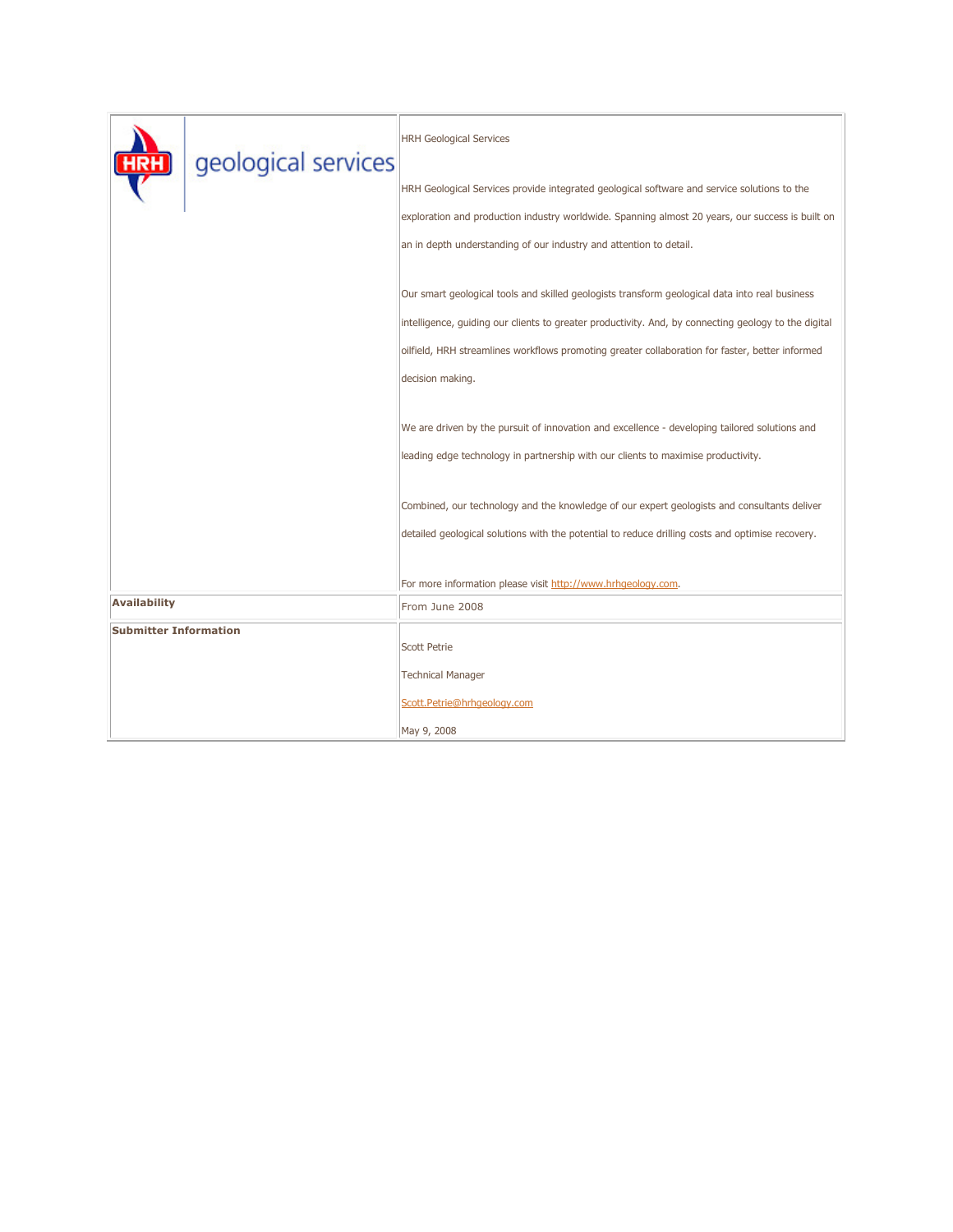| geological services | HRH Geological Services<br><br>HRH Geological Services provide integrated geological software and service solutions to the exploration and production industry worldwide. Spanning almost 20 years, our success is built on an in depth understanding of our industry and attention to detail.<br><br>Our smart geological tools and skilled geologists transform geological data into real business intelligence, guiding our clients to greater productivity. And, by connecting geology to the digital oilfield, HRH streamlines workflows promoting greater collaboration for faster, better informed decision making.<br><br>We are driven by the pursuit of innovation and excellence - developing tailored solutions and leading edge technology in partnership with our clients to maximise productivity.<br><br>Combined, our technology and the knowledge of our expert geologists and consultants deliver detailed geological solutions with the potential to reduce drilling costs and optimise recovery.<br><br>For more information please visit http://www.hrhgeology.com. |
|---|---|
| **Availability** | From June 2008 |
| **Submitter Information** | Scott Petrie<br><br>Technical Manager<br><br>Scott.Petrie@hrhgeology.com<br><br>May 9, 2008 |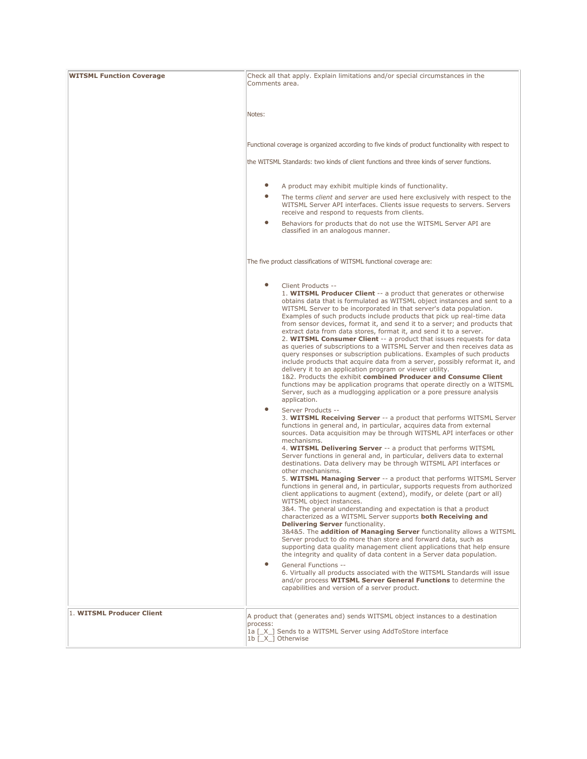| WITSML Function Coverage | Check all that apply. Explain limitations and/or special circumstances in the Comments area.<br><br>Notes:<br><br>Functional coverage is organized according to five kinds of product functionality with respect to<br><br>the WITSML Standards: two kinds of client functions and three kinds of server functions.<br><br>• A product may exhibit multiple kinds of functionality.<br>• The terms *client* and *server* are used here exclusively with respect to the WITSML Server API interfaces. Clients issue requests to servers. Servers receive and respond to requests from clients.<br>• Behaviors for products that do not use the WITSML Server API are classified in an analogous manner.<br><br>The five product classifications of WITSML functional coverage are:<br><br>• Client Products --<br>1. **WITSML Producer Client** -- a product that generates or otherwise obtains data that is formulated as WITSML object instances and sent to a WITSML Server to be incorporated in that server's data population. Examples of such products include products that pick up real-time data from sensor devices, format it, and send it to a server; and products that extract data from data stores, format it, and send it to a server.<br>2. **WITSML Consumer Client** -- a product that issues requests for data as queries of subscriptions to a WITSML Server and then receives data as query responses or subscription publications. Examples of such products include products that acquire data from a server, possibly reformat it, and delivery it to an application program or viewer utility.<br>1&2. Products the exhibit **combined Producer and Consume Client** functions may be application programs that operate directly on a WITSML Server, such as a mudlogging application or a pore pressure analysis application.<br>• Server Products --<br>3. **WITSML Receiving Server** -- a product that performs WITSML Server functions in general and, in particular, acquires data from external sources. Data acquisition may be through WITSML API interfaces or other mechanisms.<br>4. **WITSML Delivering Server** -- a product that performs WITSML Server functions in general and, in particular, delivers data to external destinations. Data delivery may be through WITSML API interfaces or other mechanisms.<br>5. **WITSML Managing Server** -- a product that performs WITSML Server functions in general and, in particular, supports requests from authorized client applications to augment (extend), modify, or delete (part or all) WITSML object instances.<br>3&4. The general understanding and expectation is that a product characterized as a WITSML Server supports **both Receiving and Delivering Server** functionality.<br>3&4&5. The **addition of Managing Server** functionality allows a WITSML Server product to do more than store and forward data, such as supporting data quality management client applications that help ensure the integrity and quality of data content in a Server data population.<br>• General Functions --<br>6. Virtually all products associated with the WITSML Standards will issue and/or process **WITSML Server General Functions** to determine the capabilities and version of a server product. |
|---|---|
| 1. **WITSML Producer Client** | A product that (generates and) sends WITSML object instances to a destination process:<br>1a [_X_] Sends to a WITSML Server using AddToStore interface<br>1b [_X_] Otherwise |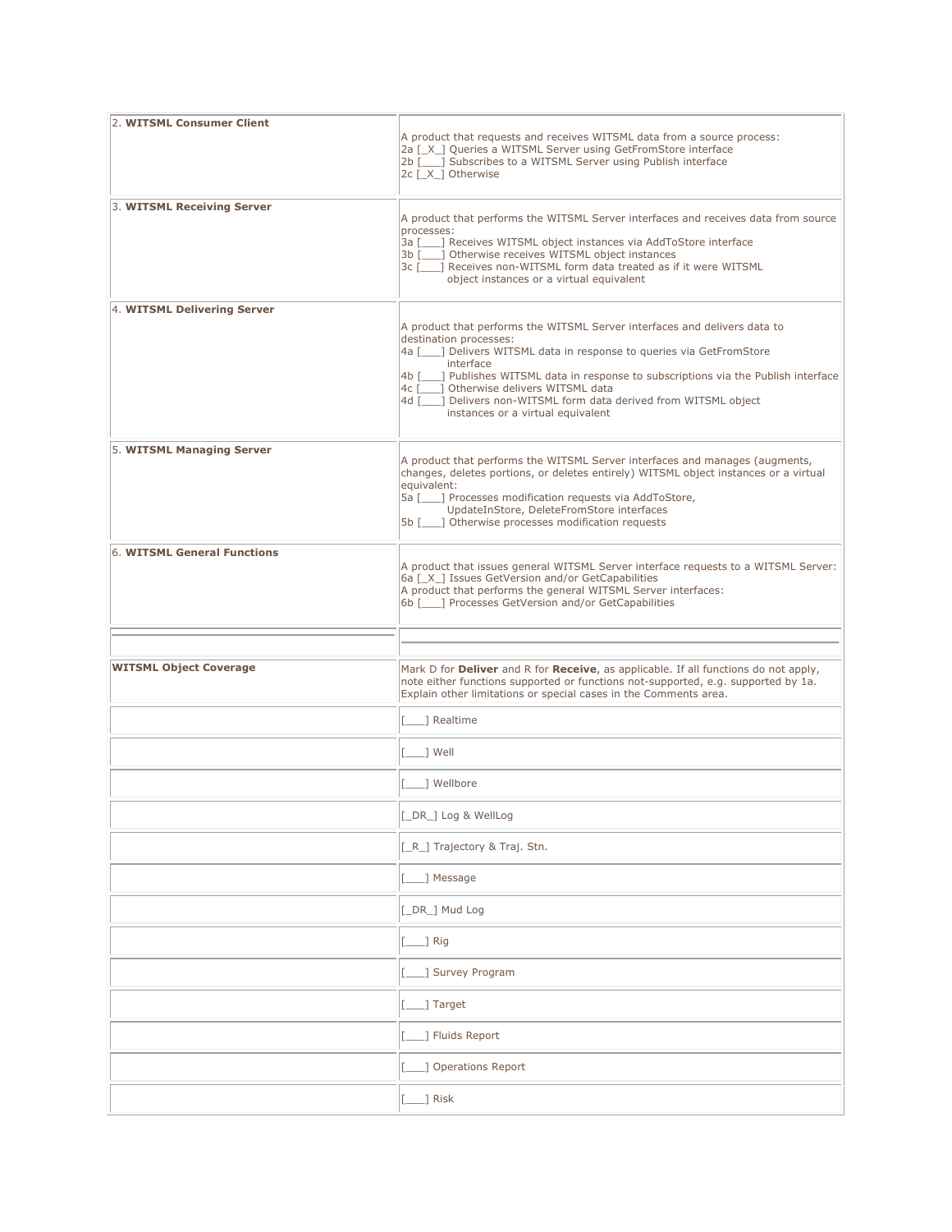| | |
|---|---|
| 2. **WITSML Consumer Client** | A product that requests and receives WITSML data from a source process:<br>2a [_X_] Queries a WITSML Server using GetFromStore interface<br>2b [___] Subscribes to a WITSML Server using Publish interface<br>2c [_X_] Otherwise |
| 3. **WITSML Receiving Server** | A product that performs the WITSML Server interfaces and receives data from source processes:<br>3a [___] Receives WITSML object instances via AddToStore interface<br>3b [___] Otherwise receives WITSML object instances<br>3c [___] Receives non-WITSML form data treated as if it were WITSML object instances or a virtual equivalent |
| 4. **WITSML Delivering Server** | A product that performs the WITSML Server interfaces and delivers data to destination processes:<br>4a [___] Delivers WITSML data in response to queries via GetFromStore interface<br>4b [___] Publishes WITSML data in response to subscriptions via the Publish interface<br>4c [___] Otherwise delivers WITSML data<br>4d [___] Delivers non-WITSML form data derived from WITSML object instances or a virtual equivalent |
| 5. **WITSML Managing Server** | A product that performs the WITSML Server interfaces and manages (augments, changes, deletes portions, or deletes entirely) WITSML object instances or a virtual equivalent:<br>5a [___] Processes modification requests via AddToStore, UpdateInStore, DeleteFromStore interfaces<br>5b [___] Otherwise processes modification requests |
| 6. **WITSML General Functions** | A product that issues general WITSML Server interface requests to a WITSML Server:<br>6a [_X_] Issues GetVersion and/or GetCapabilities<br>A product that performs the general WITSML Server interfaces:<br>6b [___] Processes GetVersion and/or GetCapabilities |
| | |
| **WITSML Object Coverage** | Mark D for **Deliver** and R for **Receive**, as applicable. If all functions do not apply, note either functions supported or functions not-supported, e.g. supported by 1a. Explain other limitations or special cases in the Comments area. |
| | [___] Realtime |
| | [___] Well |
| | [___] Wellbore |
| | [_DR_] Log & WellLog |
| | [_R_] Trajectory & Traj. Stn. |
| | [___] Message |
| | [_DR_] Mud Log |
| | [___] Rig |
| | [___] Survey Program |
| | [___] Target |
| | [___] Fluids Report |
| | [___] Operations Report |
| | [___] Risk |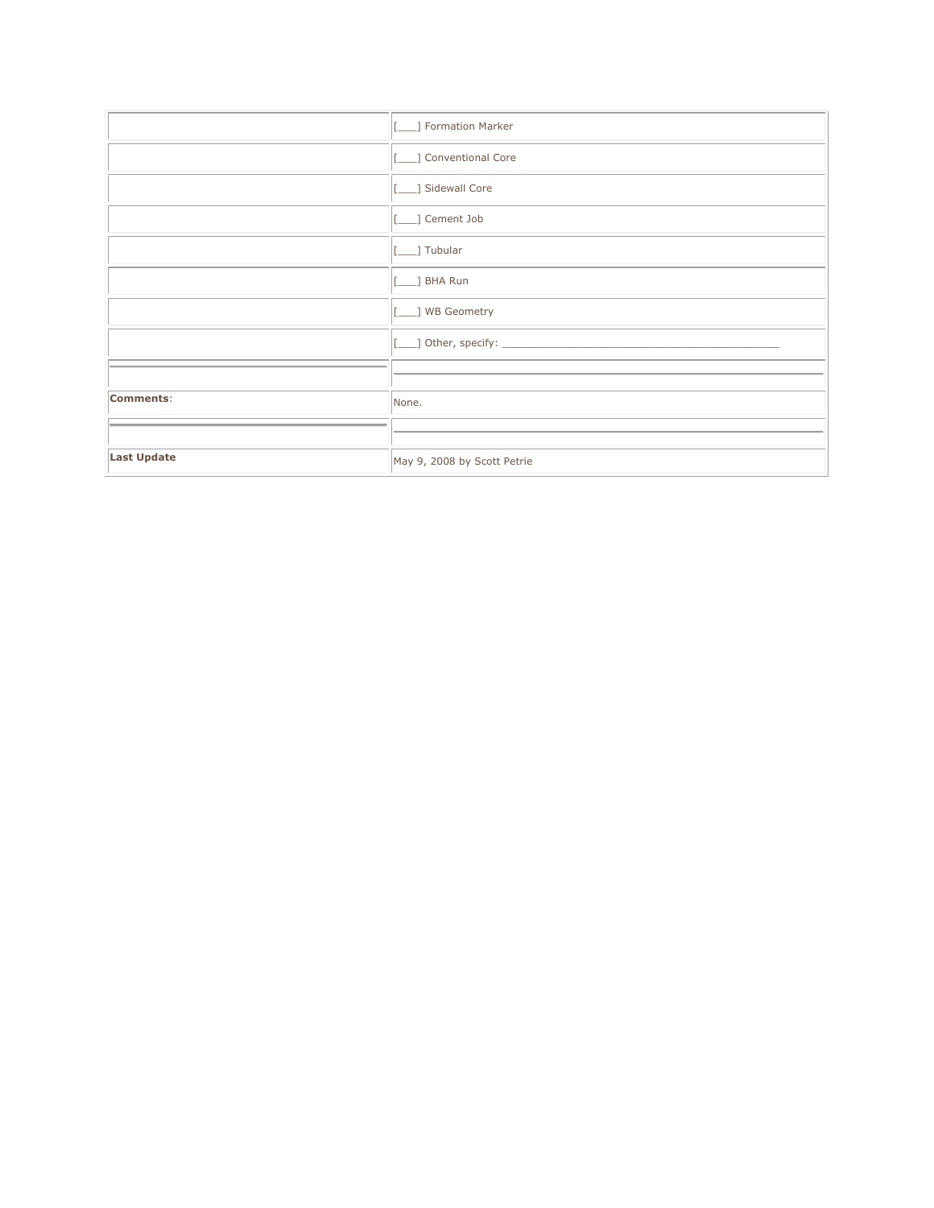| | |
|---|---|
| | [___] Formation Marker |
| | [___] Conventional Core |
| | [___] Sidewall Core |
| | [___] Cement Job |
| | [___] Tubular |
| | [___] BHA Run |
| | [___] WB Geometry |
| | [___] Other, specify: _____________________________________________ |
| | |
| **Comments**: | None. |
| | |
| **Last Update** | May 9, 2008 by Scott Petrie |